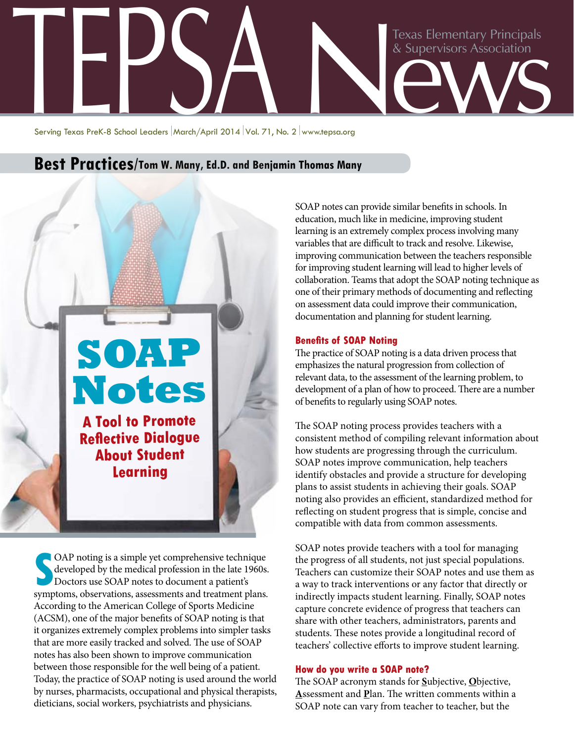# TEPSA News

Texas Elementary Principals & Supervisors Association

Serving Texas PreK-8 School Leaders | March/April 2014 | Vol. 71, No. 2 | www.tepsa.org

## Best Practices/Tom W. Many, Ed.D. and Benjamin Thomas Many

# SOAP Notes

### A Tool to Promote Reflective Dialogue About Student Learning

SOAP noting is a simple yet comprehensive technique developed by the medical profession in the late 1960s. Doctors use SOAP notes to document a patient's symptoms, observations, assessments and treatment plans. According to the American College of Sports Medicine (ACSM), one of the major benefits of SOAP noting is that it organizes extremely complex problems into simpler tasks that are more easily tracked and solved. The use of SOAP notes has also been shown to improve communication between those responsible for the well being of a patient. Today, the practice of SOAP noting is used around the world by nurses, pharmacists, occupational and physical therapists, dieticians, social workers, psychiatrists and physicians.

SOAP notes can provide similar benefits in schools. In education, much like in medicine, improving student learning is an extremely complex process involving many variables that are difficult to track and resolve. Likewise, improving communication between the teachers responsible for improving student learning will lead to higher levels of collaboration. Teams that adopt the SOAP noting technique as one of their primary methods of documenting and reflecting on assessment data could improve their communication, documentation and planning for student learning.

### Benefits of SOAP Noting

The practice of SOAP noting is a data driven process that emphasizes the natural progression from collection of relevant data, to the assessment of the learning problem, to development of a plan of how to proceed. There are a number of benefits to regularly using SOAP notes.

The SOAP noting process provides teachers with a consistent method of compiling relevant information about how students are progressing through the curriculum. SOAP notes improve communication, help teachers identify obstacles and provide a structure for developing plans to assist students in achieving their goals. SOAP noting also provides an efficient, standardized method for reflecting on student progress that is simple, concise and compatible with data from common assessments.

SOAP notes provide teachers with a tool for managing the progress of all students, not just special populations. Teachers can customize their SOAP notes and use them as a way to track interventions or any factor that directly or indirectly impacts student learning. Finally, SOAP notes capture concrete evidence of progress that teachers can share with other teachers, administrators, parents and students. These notes provide a longitudinal record of teachers' collective efforts to improve student learning.

### How do you write a SOAP note?

The SOAP acronym stands for **S**ubjective, **O**bjective, **A**ssessment and **P**lan. The written comments within a SOAP note can vary from teacher to teacher, but the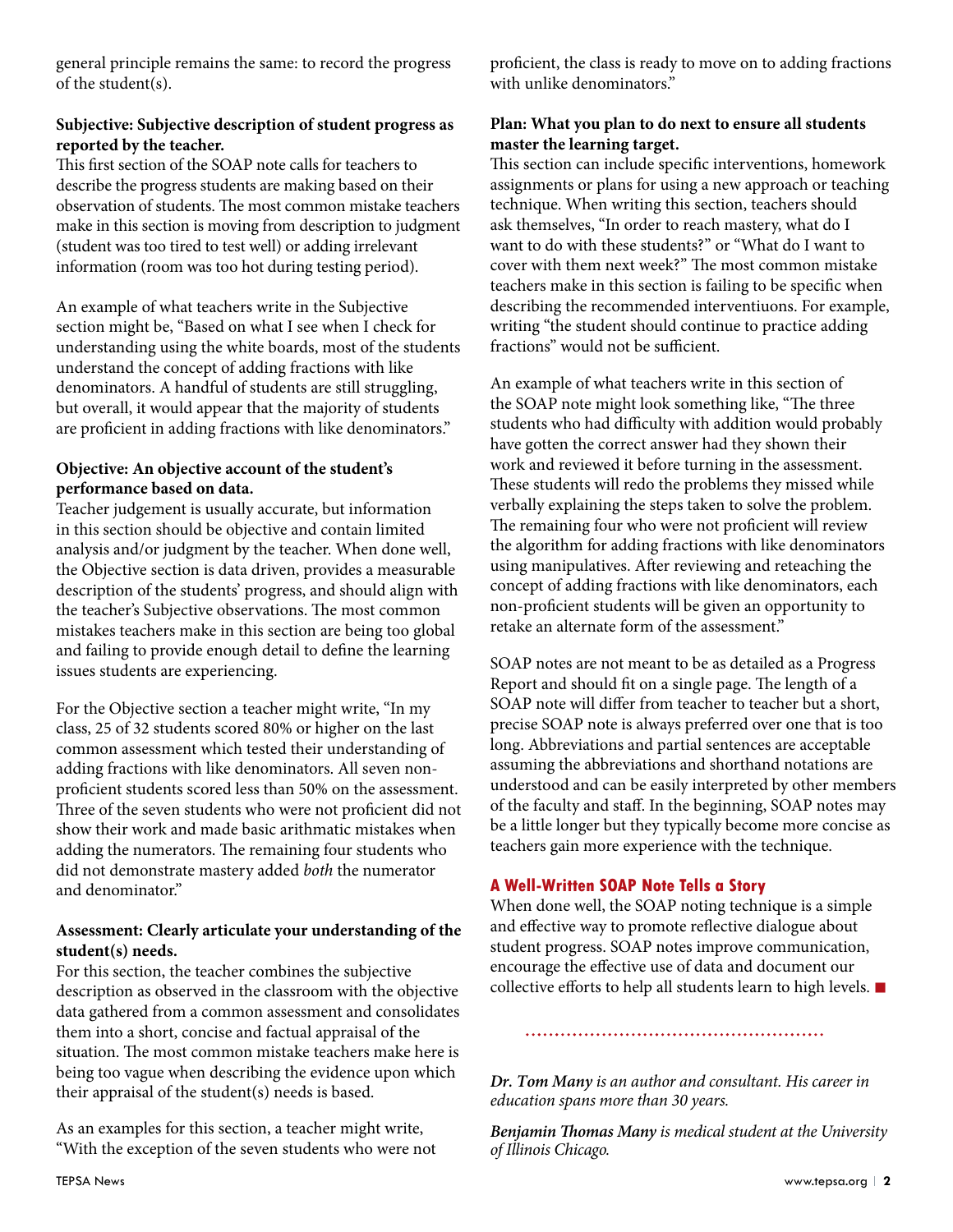general principle remains the same: to record the progress of the student(s).

**Subjective: Subjective description of student progress as reported by the teacher.**
This first section of the SOAP note calls for teachers to describe the progress students are making based on their observation of students. The most common mistake teachers make in this section is moving from description to judgment (student was too tired to test well) or adding irrelevant information (room was too hot during testing period).

An example of what teachers write in the Subjective section might be, "Based on what I see when I check for understanding using the white boards, most of the students understand the concept of adding fractions with like denominators. A handful of students are still struggling, but overall, it would appear that the majority of students are proficient in adding fractions with like denominators."

**Objective: An objective account of the student's performance based on data.**
Teacher judgement is usually accurate, but information in this section should be objective and contain limited analysis and/or judgment by the teacher. When done well, the Objective section is data driven, provides a measurable description of the students' progress, and should align with the teacher's Subjective observations. The most common mistakes teachers make in this section are being too global and failing to provide enough detail to define the learning issues students are experiencing.

For the Objective section a teacher might write, "In my class, 25 of 32 students scored 80% or higher on the last common assessment which tested their understanding of adding fractions with like denominators. All seven non-proficient students scored less than 50% on the assessment. Three of the seven students who were not proficient did not show their work and made basic arithmatic mistakes when adding the numerators. The remaining four students who did not demonstrate mastery added *both* the numerator and denominator."

**Assessment: Clearly articulate your understanding of the student(s) needs.**
For this section, the teacher combines the subjective description as observed in the classroom with the objective data gathered from a common assessment and consolidates them into a short, concise and factual appraisal of the situation. The most common mistake teachers make here is being too vague when describing the evidence upon which their appraisal of the student(s) needs is based.

As an examples for this section, a teacher might write, "With the exception of the seven students who were not proficient, the class is ready to move on to adding fractions with unlike denominators."

**Plan: What you plan to do next to ensure all students master the learning target.**
This section can include specific interventions, homework assignments or plans for using a new approach or teaching technique. When writing this section, teachers should ask themselves, "In order to reach mastery, what do I want to do with these students?" or "What do I want to cover with them next week?" The most common mistake teachers make in this section is failing to be specific when describing the recommended interventiuons. For example, writing "the student should continue to practice adding fractions" would not be sufficient.

An example of what teachers write in this section of the SOAP note might look something like, "The three students who had difficulty with addition would probably have gotten the correct answer had they shown their work and reviewed it before turning in the assessment. These students will redo the problems they missed while verbally explaining the steps taken to solve the problem. The remaining four who were not proficient will review the algorithm for adding fractions with like denominators using manipulatives. After reviewing and reteaching the concept of adding fractions with like denominators, each non-proficient students will be given an opportunity to retake an alternate form of the assessment."

SOAP notes are not meant to be as detailed as a Progress Report and should fit on a single page. The length of a SOAP note will differ from teacher to teacher but a short, precise SOAP note is always preferred over one that is too long. Abbreviations and partial sentences are acceptable assuming the abbreviations and shorthand notations are understood and can be easily interpreted by other members of the faculty and staff. In the beginning, SOAP notes may be a little longer but they typically become more concise as teachers gain more experience with the technique.

## A Well-Written SOAP Note Tells a Story

When done well, the SOAP noting technique is a simple and effective way to promote reflective dialogue about student progress. SOAP notes improve communication, encourage the effective use of data and document our collective efforts to help all students learn to high levels. ■

---

***Dr. Tom Many*** *is an author and consultant. His career in education spans more than 30 years.*

***Benjamin Thomas Many*** *is medical student at the University of Illinois Chicago.*